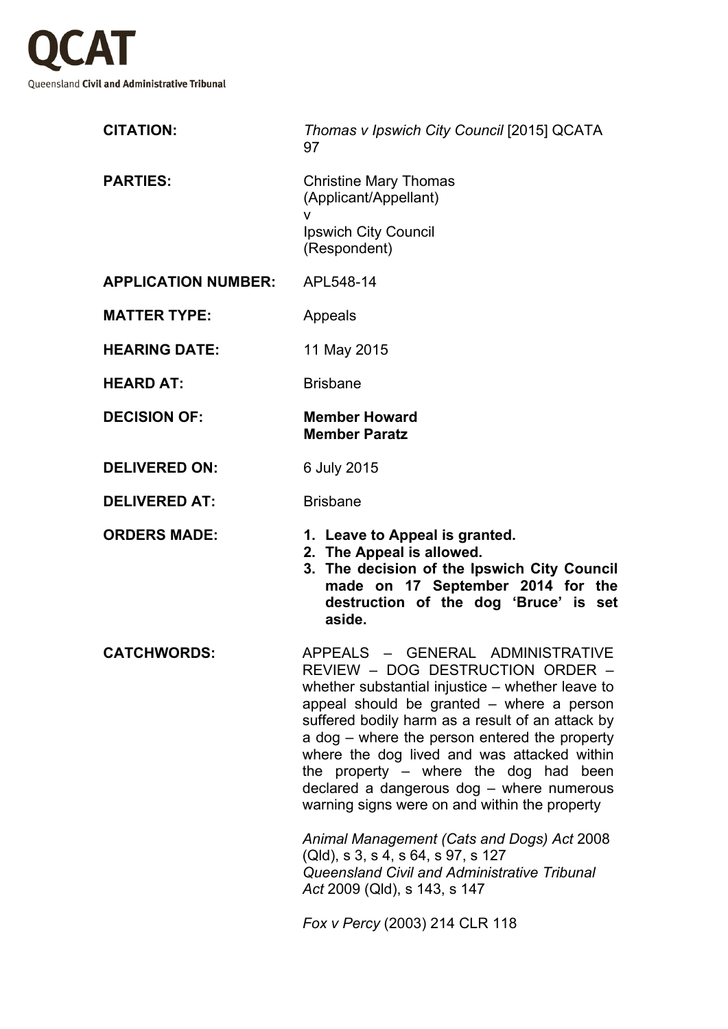**QCAT**

Queensland **Civil and Administrative Tribunal**

| | |
|---|---|
| **CITATION:** | *Thomas v Ipswich City Council* [2015] QCATA 97 |
| **PARTIES:** | Christine Mary Thomas (Applicant/Appellant)<br>v<br>Ipswich City Council (Respondent) |
| **APPLICATION NUMBER:** | APL548-14 |
| **MATTER TYPE:** | Appeals |
| **HEARING DATE:** | 11 May 2015 |
| **HEARD AT:** | Brisbane |
| **DECISION OF:** | **Member Howard**<br>**Member Paratz** |
| **DELIVERED ON:** | 6 July 2015 |
| **DELIVERED AT:** | Brisbane |
| **ORDERS MADE:** | **1. Leave to Appeal is granted.**<br>**2. The Appeal is allowed.**<br>**3. The decision of the Ipswich City Council made on 17 September 2014 for the destruction of the dog 'Bruce' is set aside.** |
| **CATCHWORDS:** | APPEALS – GENERAL ADMINISTRATIVE REVIEW – DOG DESTRUCTION ORDER – whether substantial injustice – whether leave to appeal should be granted – where a person suffered bodily harm as a result of an attack by a dog – where the person entered the property where the dog lived and was attacked within the property – where the dog had been declared a dangerous dog – where numerous warning signs were on and within the property<br><br>*Animal Management (Cats and Dogs) Act* 2008 (Qld), s 3, s 4, s 64, s 97, s 127<br>*Queensland Civil and Administrative Tribunal Act* 2009 (Qld), s 143, s 147<br><br>*Fox v Percy* (2003) 214 CLR 118 |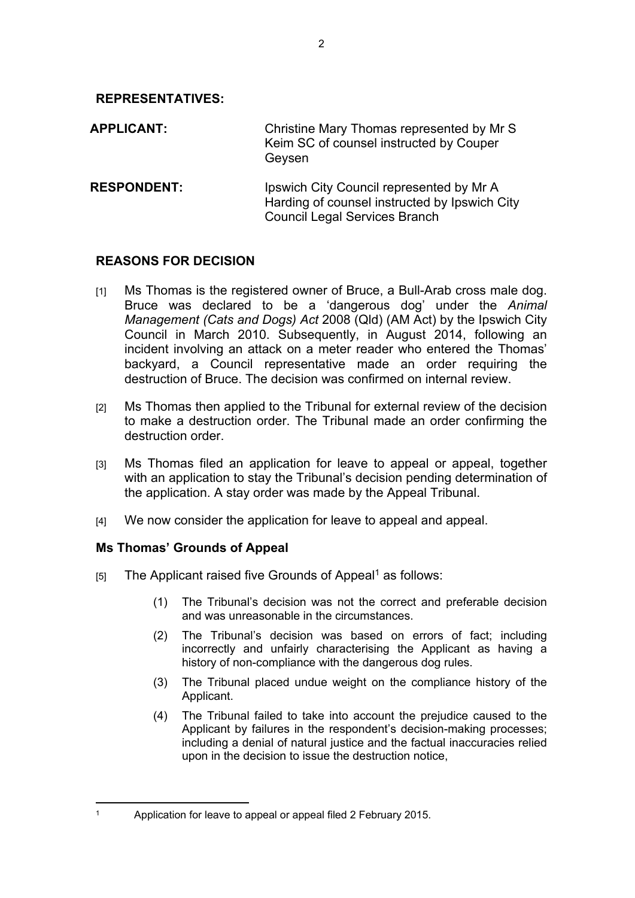**REPRESENTATIVES:**

**APPLICANT:** Christine Mary Thomas represented by Mr S Keim SC of counsel instructed by Couper Geysen

**RESPONDENT:** Ipswich City Council represented by Mr A Harding of counsel instructed by Ipswich City Council Legal Services Branch

## REASONS FOR DECISION

[1] Ms Thomas is the registered owner of Bruce, a Bull-Arab cross male dog. Bruce was declared to be a 'dangerous dog' under the *Animal Management (Cats and Dogs) Act* 2008 (Qld) (AM Act) by the Ipswich City Council in March 2010. Subsequently, in August 2014, following an incident involving an attack on a meter reader who entered the Thomas' backyard, a Council representative made an order requiring the destruction of Bruce. The decision was confirmed on internal review.

[2] Ms Thomas then applied to the Tribunal for external review of the decision to make a destruction order. The Tribunal made an order confirming the destruction order.

[3] Ms Thomas filed an application for leave to appeal or appeal, together with an application to stay the Tribunal's decision pending determination of the application. A stay order was made by the Appeal Tribunal.

[4] We now consider the application for leave to appeal and appeal.

### Ms Thomas' Grounds of Appeal

[5] The Applicant raised five Grounds of Appeal[1] as follows:

> (1) The Tribunal's decision was not the correct and preferable decision and was unreasonable in the circumstances.
>
> (2) The Tribunal's decision was based on errors of fact; including incorrectly and unfairly characterising the Applicant as having a history of non-compliance with the dangerous dog rules.
>
> (3) The Tribunal placed undue weight on the compliance history of the Applicant.
>
> (4) The Tribunal failed to take into account the prejudice caused to the Applicant by failures in the respondent's decision-making processes; including a denial of natural justice and the factual inaccuracies relied upon in the decision to issue the destruction notice,

---

[1] Application for leave to appeal or appeal filed 2 February 2015.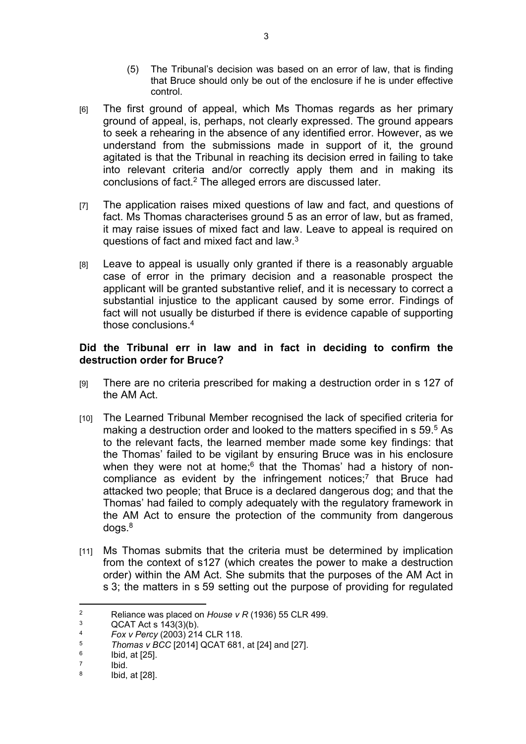(5) The Tribunal's decision was based on an error of law, that is finding that Bruce should only be out of the enclosure if he is under effective control.

[6] The first ground of appeal, which Ms Thomas regards as her primary ground of appeal, is, perhaps, not clearly expressed. The ground appears to seek a rehearing in the absence of any identified error. However, as we understand from the submissions made in support of it, the ground agitated is that the Tribunal in reaching its decision erred in failing to take into relevant criteria and/or correctly apply them and in making its conclusions of fact.[2] The alleged errors are discussed later.

[7] The application raises mixed questions of law and fact, and questions of fact. Ms Thomas characterises ground 5 as an error of law, but as framed, it may raise issues of mixed fact and law. Leave to appeal is required on questions of fact and mixed fact and law.[3]

[8] Leave to appeal is usually only granted if there is a reasonably arguable case of error in the primary decision and a reasonable prospect the applicant will be granted substantive relief, and it is necessary to correct a substantial injustice to the applicant caused by some error. Findings of fact will not usually be disturbed if there is evidence capable of supporting those conclusions.[4]

**Did the Tribunal err in law and in fact in deciding to confirm the destruction order for Bruce?**

[9] There are no criteria prescribed for making a destruction order in s 127 of the AM Act.

[10] The Learned Tribunal Member recognised the lack of specified criteria for making a destruction order and looked to the matters specified in s 59.[5] As to the relevant facts, the learned member made some key findings: that the Thomas' failed to be vigilant by ensuring Bruce was in his enclosure when they were not at home;[6] that the Thomas' had a history of non-compliance as evident by the infringement notices;[7] that Bruce had attacked two people; that Bruce is a declared dangerous dog; and that the Thomas' had failed to comply adequately with the regulatory framework in the AM Act to ensure the protection of the community from dangerous dogs.[8]

[11] Ms Thomas submits that the criteria must be determined by implication from the context of s127 (which creates the power to make a destruction order) within the AM Act. She submits that the purposes of the AM Act in s 3; the matters in s 59 setting out the purpose of providing for regulated

---

[2] Reliance was placed on *House v R* (1936) 55 CLR 499.

[3] QCAT Act s 143(3)(b).

[4] *Fox v Percy* (2003) 214 CLR 118.

[5] *Thomas v BCC* [2014] QCAT 681, at [24] and [27].

[6] Ibid, at [25].

[7] Ibid.

[8] Ibid, at [28].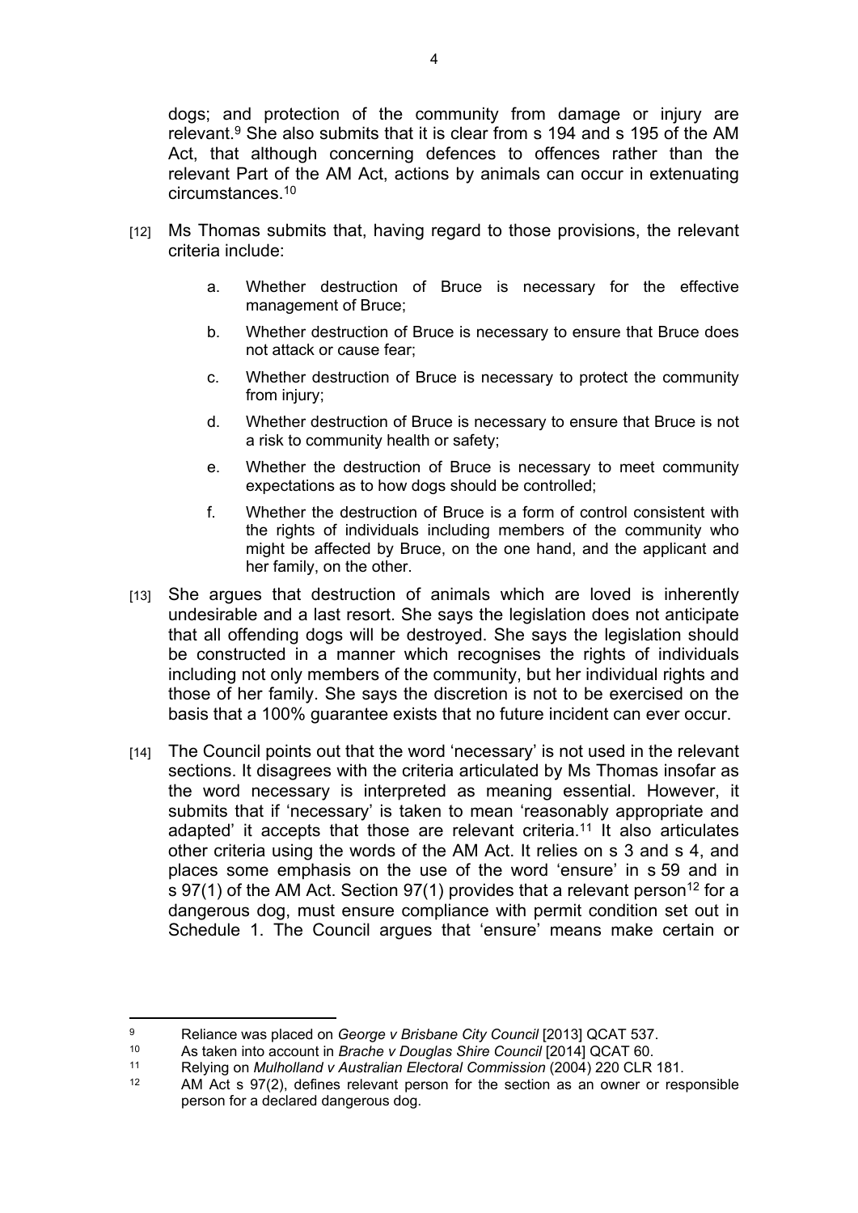dogs; and protection of the community from damage or injury are relevant.[9] She also submits that it is clear from s 194 and s 195 of the AM Act, that although concerning defences to offences rather than the relevant Part of the AM Act, actions by animals can occur in extenuating circumstances.[10]

[12] Ms Thomas submits that, having regard to those provisions, the relevant criteria include:

a. Whether destruction of Bruce is necessary for the effective management of Bruce;

b. Whether destruction of Bruce is necessary to ensure that Bruce does not attack or cause fear;

c. Whether destruction of Bruce is necessary to protect the community from injury;

d. Whether destruction of Bruce is necessary to ensure that Bruce is not a risk to community health or safety;

e. Whether the destruction of Bruce is necessary to meet community expectations as to how dogs should be controlled;

f. Whether the destruction of Bruce is a form of control consistent with the rights of individuals including members of the community who might be affected by Bruce, on the one hand, and the applicant and her family, on the other.

[13] She argues that destruction of animals which are loved is inherently undesirable and a last resort. She says the legislation does not anticipate that all offending dogs will be destroyed. She says the legislation should be constructed in a manner which recognises the rights of individuals including not only members of the community, but her individual rights and those of her family. She says the discretion is not to be exercised on the basis that a 100% guarantee exists that no future incident can ever occur.

[14] The Council points out that the word 'necessary' is not used in the relevant sections. It disagrees with the criteria articulated by Ms Thomas insofar as the word necessary is interpreted as meaning essential. However, it submits that if 'necessary' is taken to mean 'reasonably appropriate and adapted' it accepts that those are relevant criteria.[11] It also articulates other criteria using the words of the AM Act. It relies on s 3 and s 4, and places some emphasis on the use of the word 'ensure' in s 59 and in s 97(1) of the AM Act. Section 97(1) provides that a relevant person[12] for a dangerous dog, must ensure compliance with permit condition set out in Schedule 1. The Council argues that 'ensure' means make certain or

---

[9] Reliance was placed on *George v Brisbane City Council* [2013] QCAT 537.

[10] As taken into account in *Brache v Douglas Shire Council* [2014] QCAT 60.

[11] Relying on *Mulholland v Australian Electoral Commission* (2004) 220 CLR 181.

[12] AM Act s 97(2), defines relevant person for the section as an owner or responsible person for a declared dangerous dog.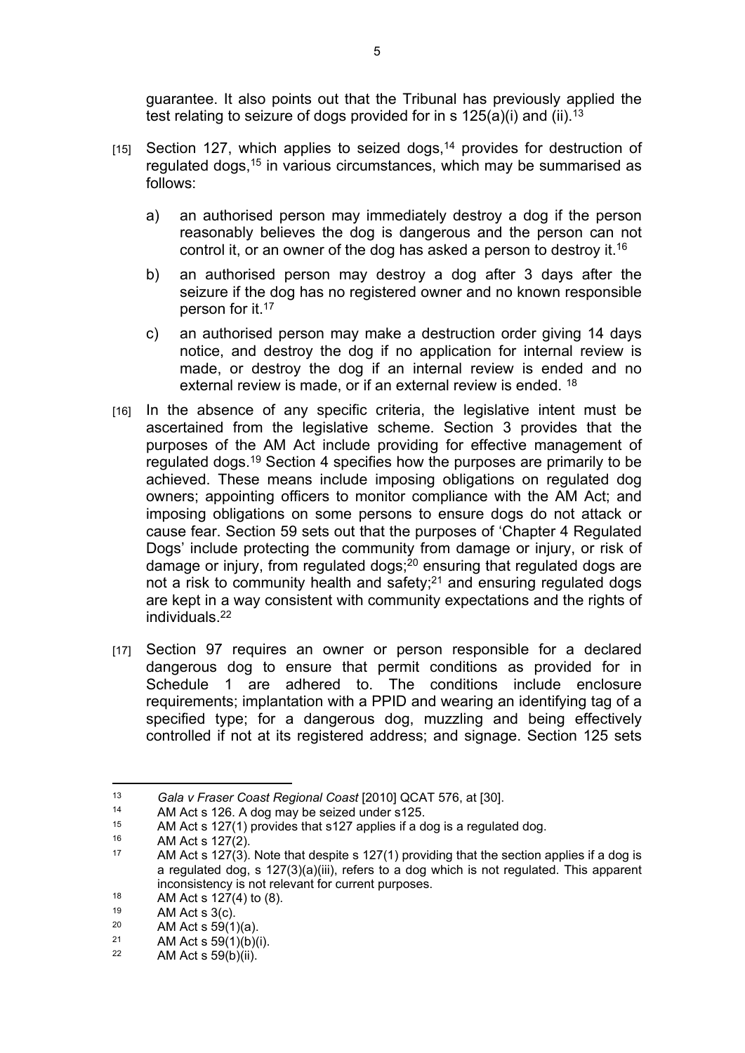guarantee. It also points out that the Tribunal has previously applied the test relating to seizure of dogs provided for in s 125(a)(i) and (ii).[13]

[15] Section 127, which applies to seized dogs,[14] provides for destruction of regulated dogs,[15] in various circumstances, which may be summarised as follows:

a) an authorised person may immediately destroy a dog if the person reasonably believes the dog is dangerous and the person can not control it, or an owner of the dog has asked a person to destroy it.[16]

b) an authorised person may destroy a dog after 3 days after the seizure if the dog has no registered owner and no known responsible person for it.[17]

c) an authorised person may make a destruction order giving 14 days notice, and destroy the dog if no application for internal review is made, or destroy the dog if an internal review is ended and no external review is made, or if an external review is ended. [18]

[16] In the absence of any specific criteria, the legislative intent must be ascertained from the legislative scheme. Section 3 provides that the purposes of the AM Act include providing for effective management of regulated dogs.[19] Section 4 specifies how the purposes are primarily to be achieved. These means include imposing obligations on regulated dog owners; appointing officers to monitor compliance with the AM Act; and imposing obligations on some persons to ensure dogs do not attack or cause fear. Section 59 sets out that the purposes of 'Chapter 4 Regulated Dogs' include protecting the community from damage or injury, or risk of damage or injury, from regulated dogs;[20] ensuring that regulated dogs are not a risk to community health and safety;[21] and ensuring regulated dogs are kept in a way consistent with community expectations and the rights of individuals.[22]

[17] Section 97 requires an owner or person responsible for a declared dangerous dog to ensure that permit conditions as provided for in Schedule 1 are adhered to. The conditions include enclosure requirements; implantation with a PPID and wearing an identifying tag of a specified type; for a dangerous dog, muzzling and being effectively controlled if not at its registered address; and signage. Section 125 sets

---

[13] *Gala v Fraser Coast Regional Coast* [2010] QCAT 576, at [30].

[14] AM Act s 126. A dog may be seized under s125.

[15] AM Act s 127(1) provides that s127 applies if a dog is a regulated dog.

[16] AM Act s 127(2).

[17] AM Act s 127(3). Note that despite s 127(1) providing that the section applies if a dog is a regulated dog, s 127(3)(a)(iii), refers to a dog which is not regulated. This apparent inconsistency is not relevant for current purposes.

[18] AM Act s 127(4) to (8).

[19] AM Act s 3(c).

[20] AM Act s 59(1)(a).

[21] AM Act s 59(1)(b)(i).

[22] AM Act s 59(b)(ii).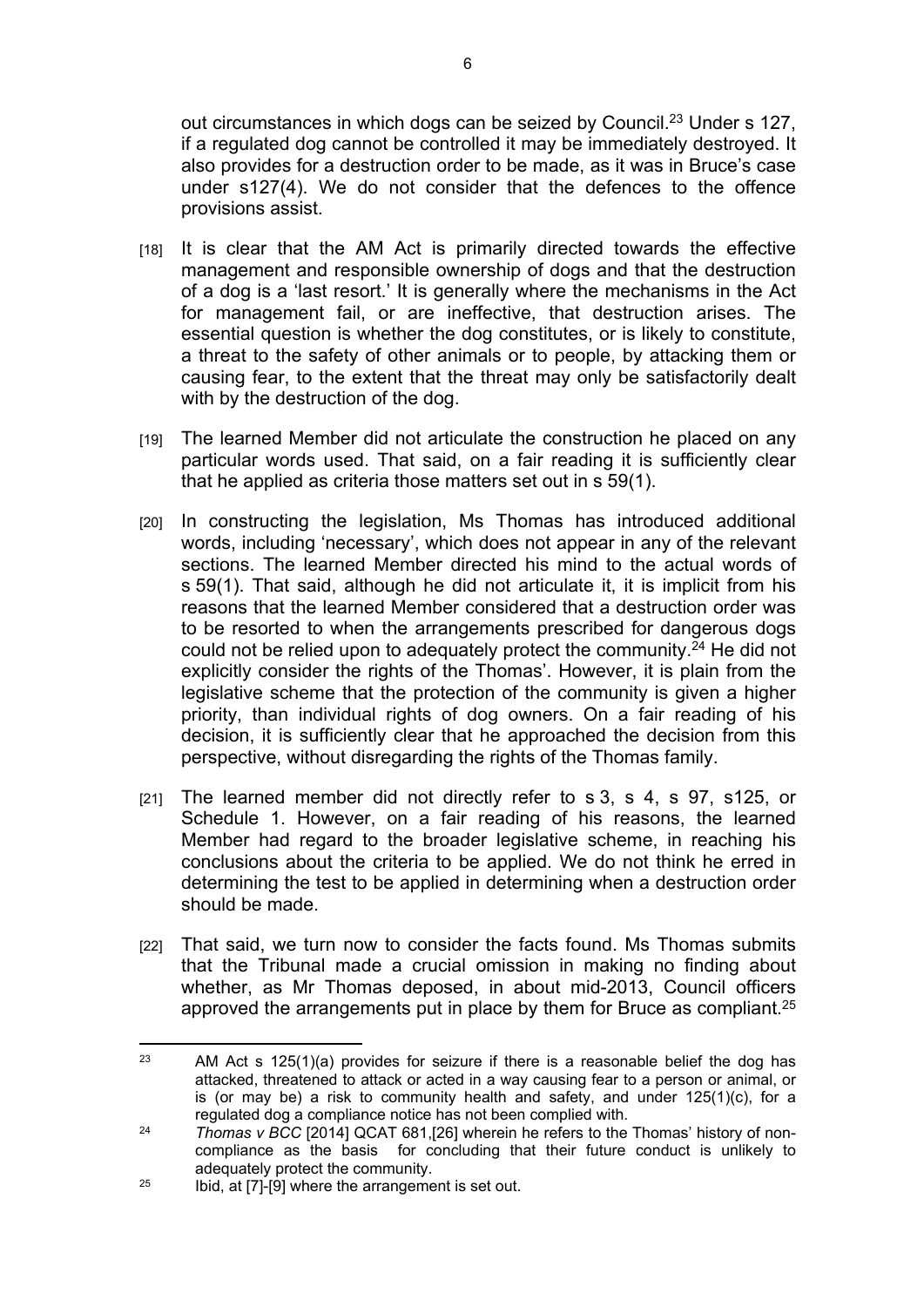out circumstances in which dogs can be seized by Council.[23] Under s 127, if a regulated dog cannot be controlled it may be immediately destroyed. It also provides for a destruction order to be made, as it was in Bruce's case under s127(4). We do not consider that the defences to the offence provisions assist.

[18] It is clear that the AM Act is primarily directed towards the effective management and responsible ownership of dogs and that the destruction of a dog is a 'last resort.' It is generally where the mechanisms in the Act for management fail, or are ineffective, that destruction arises. The essential question is whether the dog constitutes, or is likely to constitute, a threat to the safety of other animals or to people, by attacking them or causing fear, to the extent that the threat may only be satisfactorily dealt with by the destruction of the dog.

[19] The learned Member did not articulate the construction he placed on any particular words used. That said, on a fair reading it is sufficiently clear that he applied as criteria those matters set out in s 59(1).

[20] In constructing the legislation, Ms Thomas has introduced additional words, including 'necessary', which does not appear in any of the relevant sections. The learned Member directed his mind to the actual words of s 59(1). That said, although he did not articulate it, it is implicit from his reasons that the learned Member considered that a destruction order was to be resorted to when the arrangements prescribed for dangerous dogs could not be relied upon to adequately protect the community.[24] He did not explicitly consider the rights of the Thomas'. However, it is plain from the legislative scheme that the protection of the community is given a higher priority, than individual rights of dog owners. On a fair reading of his decision, it is sufficiently clear that he approached the decision from this perspective, without disregarding the rights of the Thomas family.

[21] The learned member did not directly refer to s 3, s 4, s 97, s125, or Schedule 1. However, on a fair reading of his reasons, the learned Member had regard to the broader legislative scheme, in reaching his conclusions about the criteria to be applied. We do not think he erred in determining the test to be applied in determining when a destruction order should be made.

[22] That said, we turn now to consider the facts found. Ms Thomas submits that the Tribunal made a crucial omission in making no finding about whether, as Mr Thomas deposed, in about mid-2013, Council officers approved the arrangements put in place by them for Bruce as compliant.[25]

---

[23] AM Act s 125(1)(a) provides for seizure if there is a reasonable belief the dog has attacked, threatened to attack or acted in a way causing fear to a person or animal, or is (or may be) a risk to community health and safety, and under 125(1)(c), for a regulated dog a compliance notice has not been complied with.

[24] *Thomas v BCC* [2014] QCAT 681,[26] wherein he refers to the Thomas' history of non-compliance as the basis for concluding that their future conduct is unlikely to adequately protect the community.

[25] Ibid, at [7]-[9] where the arrangement is set out.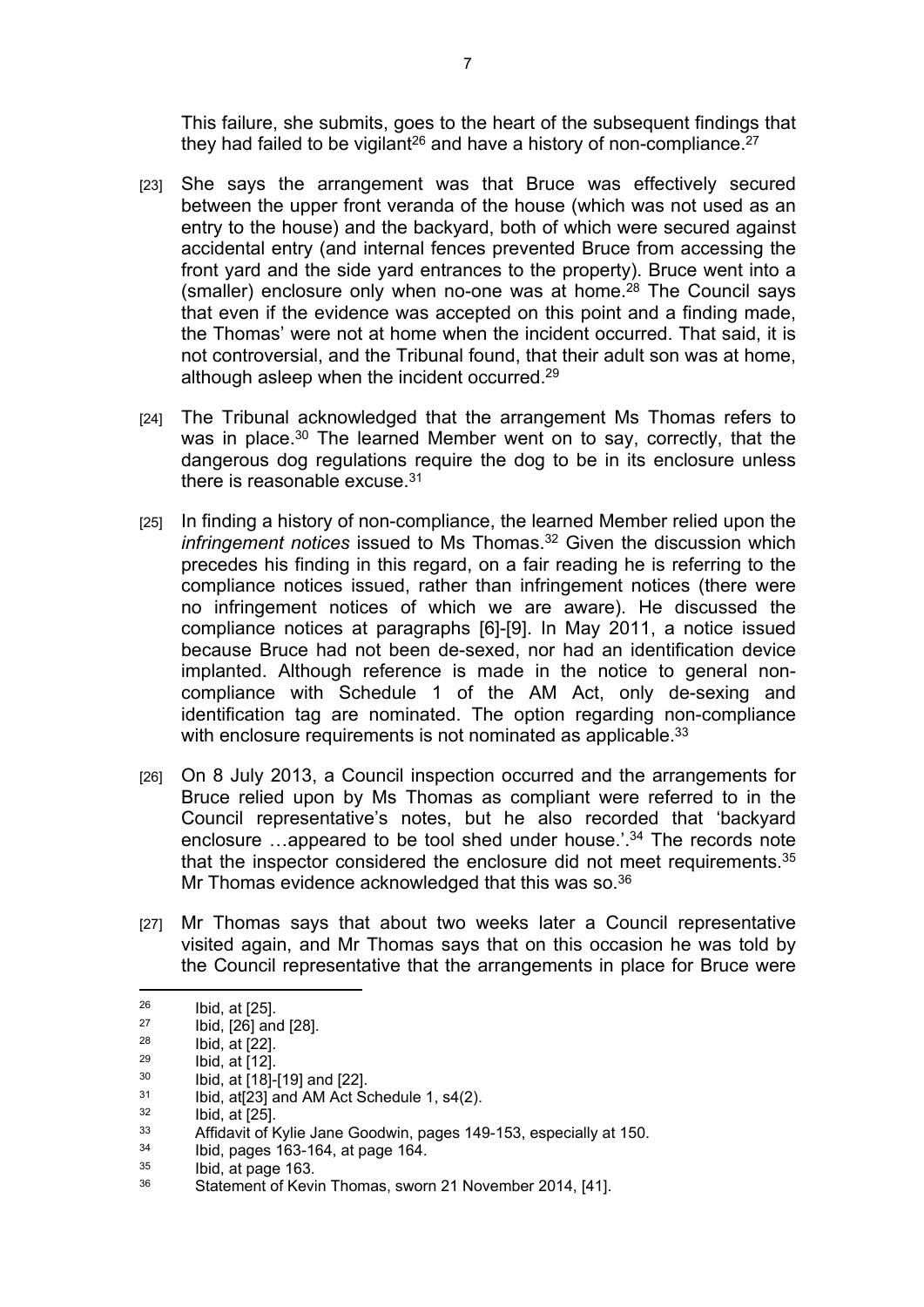This failure, she submits, goes to the heart of the subsequent findings that they had failed to be vigilant[26] and have a history of non-compliance.[27]

[23] She says the arrangement was that Bruce was effectively secured between the upper front veranda of the house (which was not used as an entry to the house) and the backyard, both of which were secured against accidental entry (and internal fences prevented Bruce from accessing the front yard and the side yard entrances to the property). Bruce went into a (smaller) enclosure only when no-one was at home.[28] The Council says that even if the evidence was accepted on this point and a finding made, the Thomas' were not at home when the incident occurred. That said, it is not controversial, and the Tribunal found, that their adult son was at home, although asleep when the incident occurred.[29]

[24] The Tribunal acknowledged that the arrangement Ms Thomas refers to was in place.[30] The learned Member went on to say, correctly, that the dangerous dog regulations require the dog to be in its enclosure unless there is reasonable excuse.[31]

[25] In finding a history of non-compliance, the learned Member relied upon the *infringement notices* issued to Ms Thomas.[32] Given the discussion which precedes his finding in this regard, on a fair reading he is referring to the compliance notices issued, rather than infringement notices (there were no infringement notices of which we are aware). He discussed the compliance notices at paragraphs [6]-[9]. In May 2011, a notice issued because Bruce had not been de-sexed, nor had an identification device implanted. Although reference is made in the notice to general non-compliance with Schedule 1 of the AM Act, only de-sexing and identification tag are nominated. The option regarding non-compliance with enclosure requirements is not nominated as applicable.[33]

[26] On 8 July 2013, a Council inspection occurred and the arrangements for Bruce relied upon by Ms Thomas as compliant were referred to in the Council representative's notes, but he also recorded that 'backyard enclosure …appeared to be tool shed under house.'.[34] The records note that the inspector considered the enclosure did not meet requirements.[35] Mr Thomas evidence acknowledged that this was so.[36]

[27] Mr Thomas says that about two weeks later a Council representative visited again, and Mr Thomas says that on this occasion he was told by the Council representative that the arrangements in place for Bruce were

---

[26] Ibid, at [25].
[27] Ibid, [26] and [28].
[28] Ibid, at [22].
[29] Ibid, at [12].
[30] Ibid, at [18]-[19] and [22].
[31] Ibid, at[23] and AM Act Schedule 1, s4(2).
[32] Ibid, at [25].
[33] Affidavit of Kylie Jane Goodwin, pages 149-153, especially at 150.
[34] Ibid, pages 163-164, at page 164.
[35] Ibid, at page 163.
[36] Statement of Kevin Thomas, sworn 21 November 2014, [41].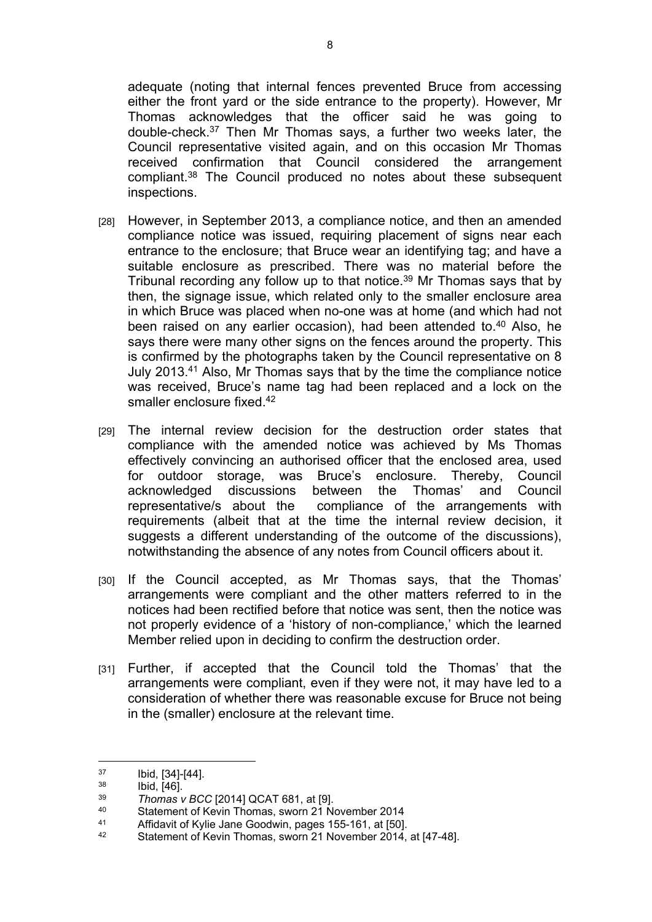adequate (noting that internal fences prevented Bruce from accessing either the front yard or the side entrance to the property). However, Mr Thomas acknowledges that the officer said he was going to double-check.[37] Then Mr Thomas says, a further two weeks later, the Council representative visited again, and on this occasion Mr Thomas received confirmation that Council considered the arrangement compliant.[38] The Council produced no notes about these subsequent inspections.

[28] However, in September 2013, a compliance notice, and then an amended compliance notice was issued, requiring placement of signs near each entrance to the enclosure; that Bruce wear an identifying tag; and have a suitable enclosure as prescribed. There was no material before the Tribunal recording any follow up to that notice.[39] Mr Thomas says that by then, the signage issue, which related only to the smaller enclosure area in which Bruce was placed when no-one was at home (and which had not been raised on any earlier occasion), had been attended to.[40] Also, he says there were many other signs on the fences around the property. This is confirmed by the photographs taken by the Council representative on 8 July 2013.[41] Also, Mr Thomas says that by the time the compliance notice was received, Bruce's name tag had been replaced and a lock on the smaller enclosure fixed.[42]

[29] The internal review decision for the destruction order states that compliance with the amended notice was achieved by Ms Thomas effectively convincing an authorised officer that the enclosed area, used for outdoor storage, was Bruce's enclosure. Thereby, Council acknowledged discussions between the Thomas' and Council representative/s about the compliance of the arrangements with requirements (albeit that at the time the internal review decision, it suggests a different understanding of the outcome of the discussions), notwithstanding the absence of any notes from Council officers about it.

[30] If the Council accepted, as Mr Thomas says, that the Thomas' arrangements were compliant and the other matters referred to in the notices had been rectified before that notice was sent, then the notice was not properly evidence of a 'history of non-compliance,' which the learned Member relied upon in deciding to confirm the destruction order.

[31] Further, if accepted that the Council told the Thomas' that the arrangements were compliant, even if they were not, it may have led to a consideration of whether there was reasonable excuse for Bruce not being in the (smaller) enclosure at the relevant time.

---

[37] Ibid, [34]-[44].

[38] Ibid, [46].

[39] *Thomas v BCC* [2014] QCAT 681, at [9].

[40] Statement of Kevin Thomas, sworn 21 November 2014

[41] Affidavit of Kylie Jane Goodwin, pages 155-161, at [50].

[42] Statement of Kevin Thomas, sworn 21 November 2014, at [47-48].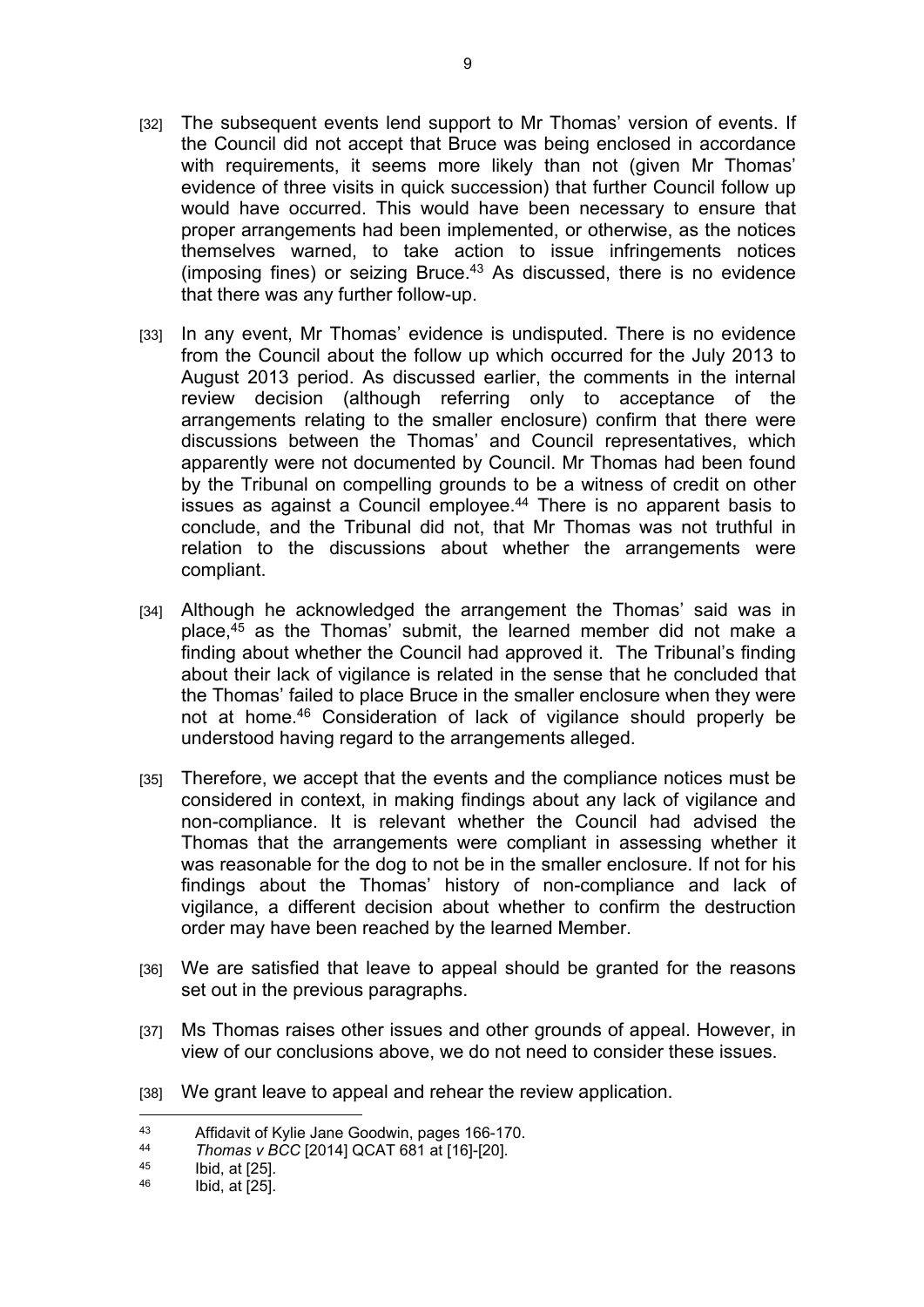[32] The subsequent events lend support to Mr Thomas' version of events. If the Council did not accept that Bruce was being enclosed in accordance with requirements, it seems more likely than not (given Mr Thomas' evidence of three visits in quick succession) that further Council follow up would have occurred. This would have been necessary to ensure that proper arrangements had been implemented, or otherwise, as the notices themselves warned, to take action to issue infringements notices (imposing fines) or seizing Bruce.[43] As discussed, there is no evidence that there was any further follow-up.

[33] In any event, Mr Thomas' evidence is undisputed. There is no evidence from the Council about the follow up which occurred for the July 2013 to August 2013 period. As discussed earlier, the comments in the internal review decision (although referring only to acceptance of the arrangements relating to the smaller enclosure) confirm that there were discussions between the Thomas' and Council representatives, which apparently were not documented by Council. Mr Thomas had been found by the Tribunal on compelling grounds to be a witness of credit on other issues as against a Council employee.[44] There is no apparent basis to conclude, and the Tribunal did not, that Mr Thomas was not truthful in relation to the discussions about whether the arrangements were compliant.

[34] Although he acknowledged the arrangement the Thomas' said was in place,[45] as the Thomas' submit, the learned member did not make a finding about whether the Council had approved it. The Tribunal's finding about their lack of vigilance is related in the sense that he concluded that the Thomas' failed to place Bruce in the smaller enclosure when they were not at home.[46] Consideration of lack of vigilance should properly be understood having regard to the arrangements alleged.

[35] Therefore, we accept that the events and the compliance notices must be considered in context, in making findings about any lack of vigilance and non-compliance. It is relevant whether the Council had advised the Thomas that the arrangements were compliant in assessing whether it was reasonable for the dog to not be in the smaller enclosure. If not for his findings about the Thomas' history of non-compliance and lack of vigilance, a different decision about whether to confirm the destruction order may have been reached by the learned Member.

[36] We are satisfied that leave to appeal should be granted for the reasons set out in the previous paragraphs.

[37] Ms Thomas raises other issues and other grounds of appeal. However, in view of our conclusions above, we do not need to consider these issues.

[38] We grant leave to appeal and rehear the review application.

---

[43] Affidavit of Kylie Jane Goodwin, pages 166-170.

[44] *Thomas v BCC* [2014] QCAT 681 at [16]-[20].

[45] Ibid, at [25].

[46] Ibid, at [25].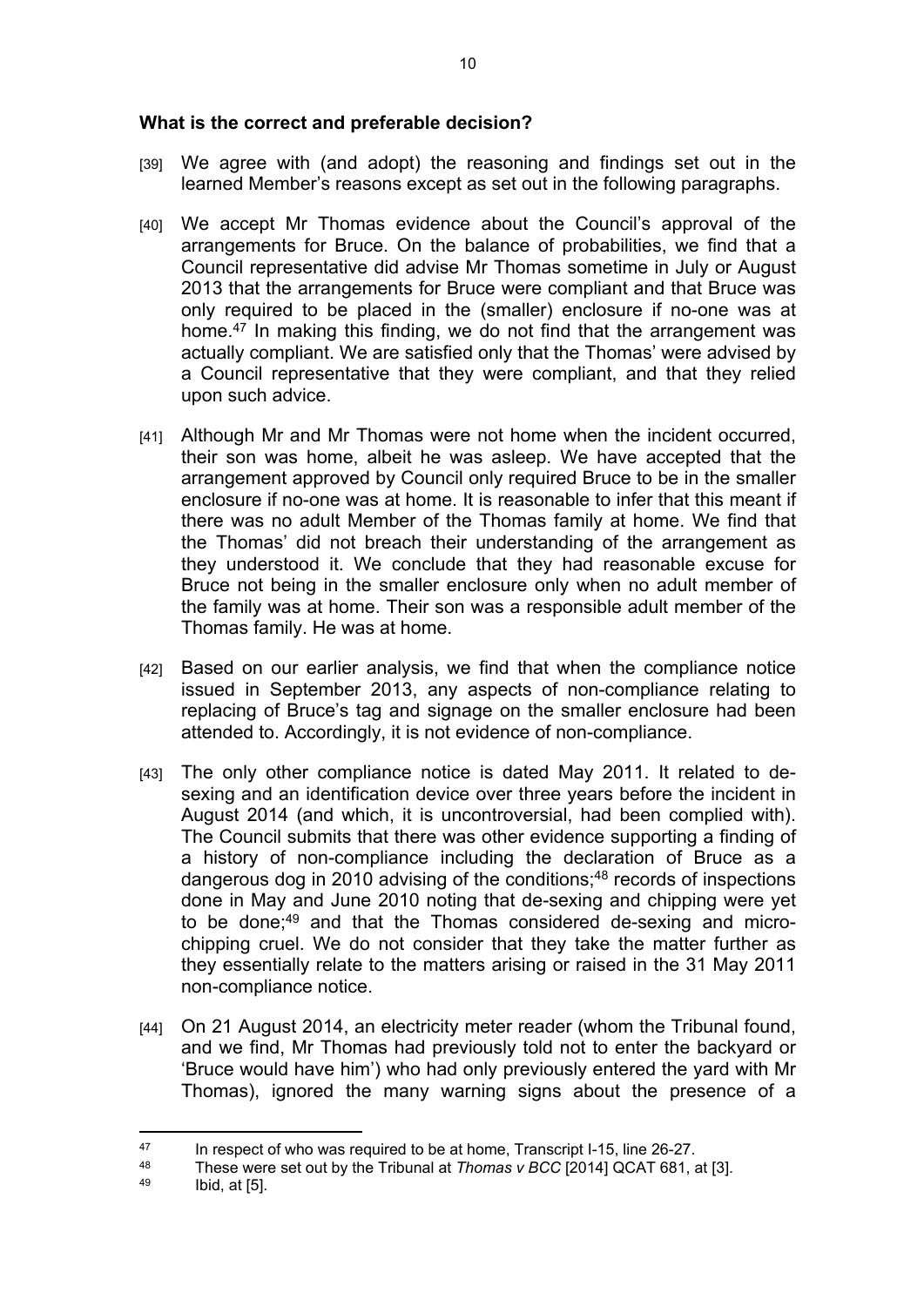## What is the correct and preferable decision?

[39] We agree with (and adopt) the reasoning and findings set out in the learned Member's reasons except as set out in the following paragraphs.

[40] We accept Mr Thomas evidence about the Council's approval of the arrangements for Bruce. On the balance of probabilities, we find that a Council representative did advise Mr Thomas sometime in July or August 2013 that the arrangements for Bruce were compliant and that Bruce was only required to be placed in the (smaller) enclosure if no-one was at home.[47] In making this finding, we do not find that the arrangement was actually compliant. We are satisfied only that the Thomas' were advised by a Council representative that they were compliant, and that they relied upon such advice.

[41] Although Mr and Mr Thomas were not home when the incident occurred, their son was home, albeit he was asleep. We have accepted that the arrangement approved by Council only required Bruce to be in the smaller enclosure if no-one was at home. It is reasonable to infer that this meant if there was no adult Member of the Thomas family at home. We find that the Thomas' did not breach their understanding of the arrangement as they understood it. We conclude that they had reasonable excuse for Bruce not being in the smaller enclosure only when no adult member of the family was at home. Their son was a responsible adult member of the Thomas family. He was at home.

[42] Based on our earlier analysis, we find that when the compliance notice issued in September 2013, any aspects of non-compliance relating to replacing of Bruce's tag and signage on the smaller enclosure had been attended to. Accordingly, it is not evidence of non-compliance.

[43] The only other compliance notice is dated May 2011. It related to de-sexing and an identification device over three years before the incident in August 2014 (and which, it is uncontroversial, had been complied with). The Council submits that there was other evidence supporting a finding of a history of non-compliance including the declaration of Bruce as a dangerous dog in 2010 advising of the conditions;[48] records of inspections done in May and June 2010 noting that de-sexing and chipping were yet to be done;[49] and that the Thomas considered de-sexing and micro-chipping cruel. We do not consider that they take the matter further as they essentially relate to the matters arising or raised in the 31 May 2011 non-compliance notice.

[44] On 21 August 2014, an electricity meter reader (whom the Tribunal found, and we find, Mr Thomas had previously told not to enter the backyard or 'Bruce would have him') who had only previously entered the yard with Mr Thomas), ignored the many warning signs about the presence of a

---

[47] In respect of who was required to be at home, Transcript I-15, line 26-27.

[48] These were set out by the Tribunal at *Thomas v BCC* [2014] QCAT 681, at [3].

[49] Ibid, at [5].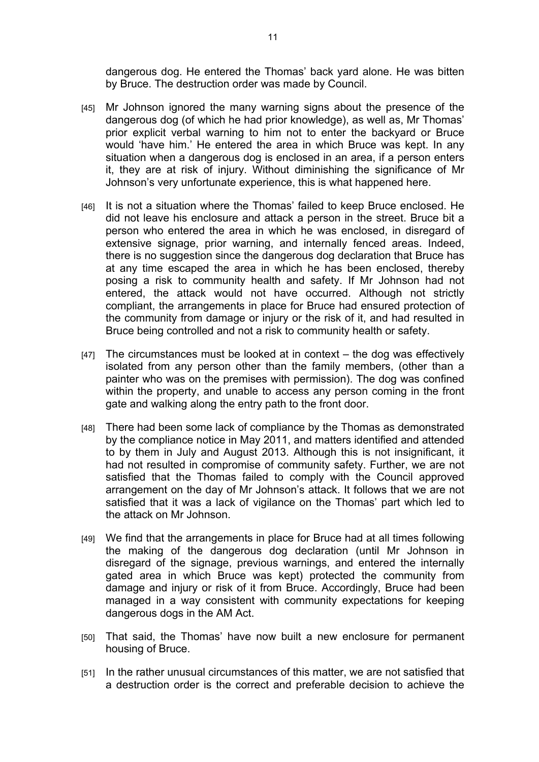dangerous dog. He entered the Thomas' back yard alone. He was bitten by Bruce. The destruction order was made by Council.

[45] Mr Johnson ignored the many warning signs about the presence of the dangerous dog (of which he had prior knowledge), as well as, Mr Thomas' prior explicit verbal warning to him not to enter the backyard or Bruce would 'have him.' He entered the area in which Bruce was kept. In any situation when a dangerous dog is enclosed in an area, if a person enters it, they are at risk of injury. Without diminishing the significance of Mr Johnson's very unfortunate experience, this is what happened here.

[46] It is not a situation where the Thomas' failed to keep Bruce enclosed. He did not leave his enclosure and attack a person in the street. Bruce bit a person who entered the area in which he was enclosed, in disregard of extensive signage, prior warning, and internally fenced areas. Indeed, there is no suggestion since the dangerous dog declaration that Bruce has at any time escaped the area in which he has been enclosed, thereby posing a risk to community health and safety. If Mr Johnson had not entered, the attack would not have occurred. Although not strictly compliant, the arrangements in place for Bruce had ensured protection of the community from damage or injury or the risk of it, and had resulted in Bruce being controlled and not a risk to community health or safety.

[47] The circumstances must be looked at in context – the dog was effectively isolated from any person other than the family members, (other than a painter who was on the premises with permission). The dog was confined within the property, and unable to access any person coming in the front gate and walking along the entry path to the front door.

[48] There had been some lack of compliance by the Thomas as demonstrated by the compliance notice in May 2011, and matters identified and attended to by them in July and August 2013. Although this is not insignificant, it had not resulted in compromise of community safety. Further, we are not satisfied that the Thomas failed to comply with the Council approved arrangement on the day of Mr Johnson's attack. It follows that we are not satisfied that it was a lack of vigilance on the Thomas' part which led to the attack on Mr Johnson.

[49] We find that the arrangements in place for Bruce had at all times following the making of the dangerous dog declaration (until Mr Johnson in disregard of the signage, previous warnings, and entered the internally gated area in which Bruce was kept) protected the community from damage and injury or risk of it from Bruce. Accordingly, Bruce had been managed in a way consistent with community expectations for keeping dangerous dogs in the AM Act.

[50] That said, the Thomas' have now built a new enclosure for permanent housing of Bruce.

[51] In the rather unusual circumstances of this matter, we are not satisfied that a destruction order is the correct and preferable decision to achieve the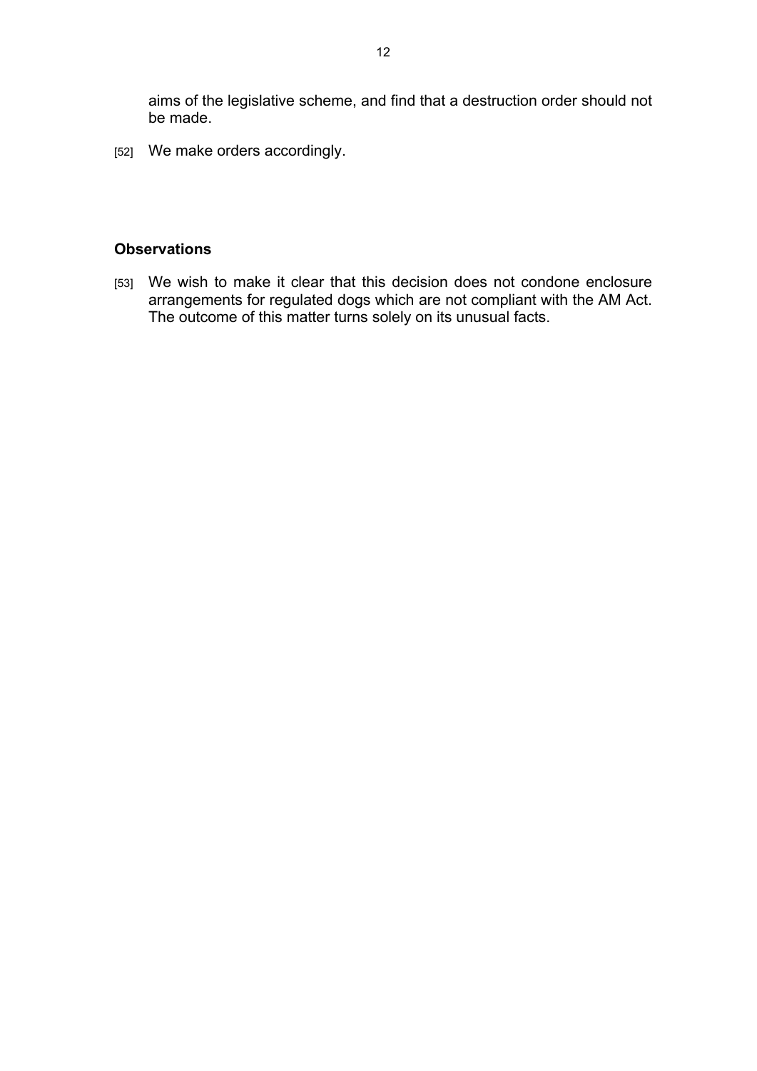aims of the legislative scheme, and find that a destruction order should not be made.

[52] We make orders accordingly.

## Observations

[53] We wish to make it clear that this decision does not condone enclosure arrangements for regulated dogs which are not compliant with the AM Act. The outcome of this matter turns solely on its unusual facts.